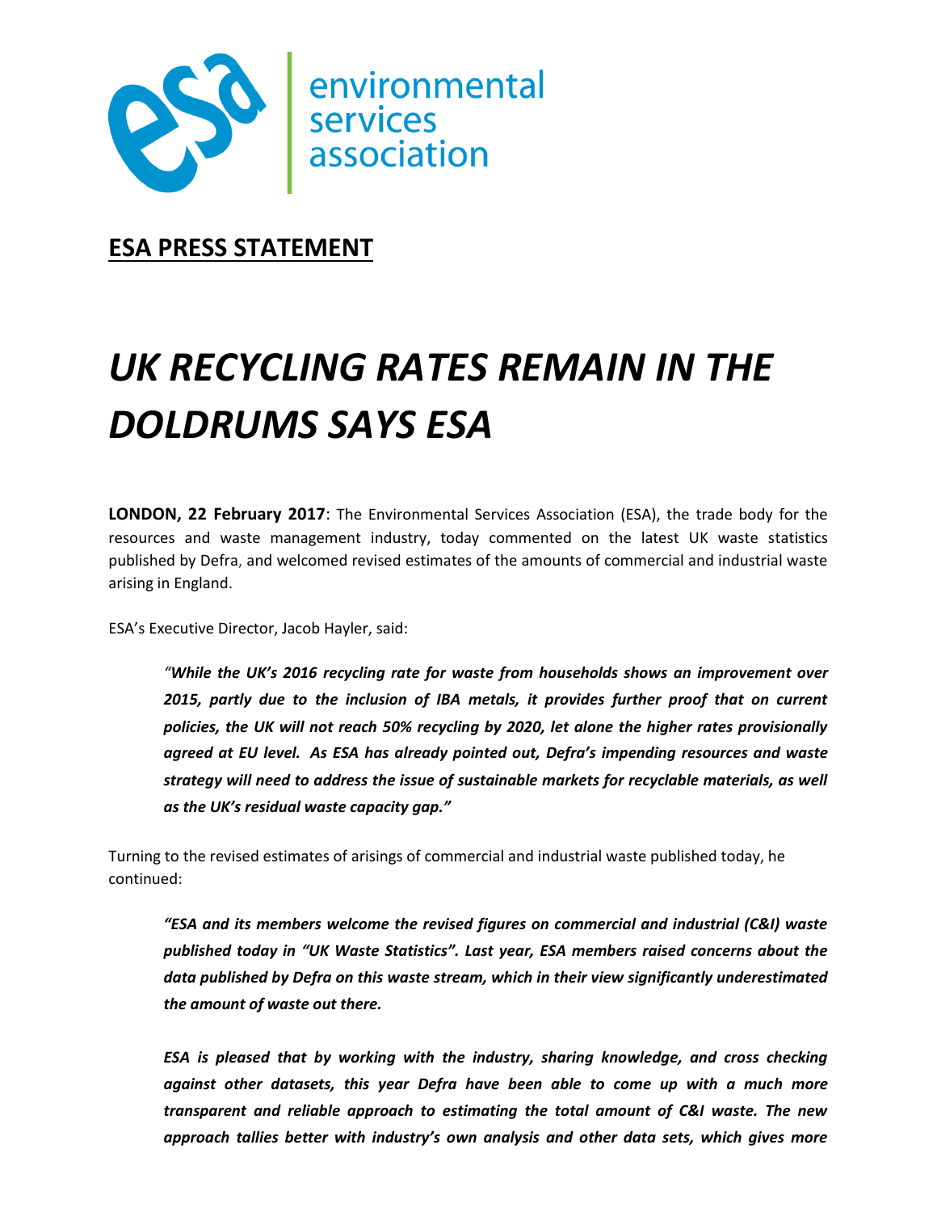environmental services association

## ESA PRESS STATEMENT

# *UK RECYCLING RATES REMAIN IN THE DOLDRUMS SAYS ESA*

**LONDON, 22 February 2017**: The Environmental Services Association (ESA), the trade body for the resources and waste management industry, today commented on the latest UK waste statistics published by Defra, and welcomed revised estimates of the amounts of commercial and industrial waste arising in England.

ESA's Executive Director, Jacob Hayler, said:

> ***"While the UK's 2016 recycling rate for waste from households shows an improvement over 2015, partly due to the inclusion of IBA metals, it provides further proof that on current policies, the UK will not reach 50% recycling by 2020, let alone the higher rates provisionally agreed at EU level. As ESA has already pointed out, Defra's impending resources and waste strategy will need to address the issue of sustainable markets for recyclable materials, as well as the UK's residual waste capacity gap."***

Turning to the revised estimates of arisings of commercial and industrial waste published today, he continued:

> ***"ESA and its members welcome the revised figures on commercial and industrial (C&I) waste published today in "UK Waste Statistics". Last year, ESA members raised concerns about the data published by Defra on this waste stream, which in their view significantly underestimated the amount of waste out there.***
>
> ***ESA is pleased that by working with the industry, sharing knowledge, and cross checking against other datasets, this year Defra have been able to come up with a much more transparent and reliable approach to estimating the total amount of C&I waste. The new approach tallies better with industry's own analysis and other data sets, which gives more***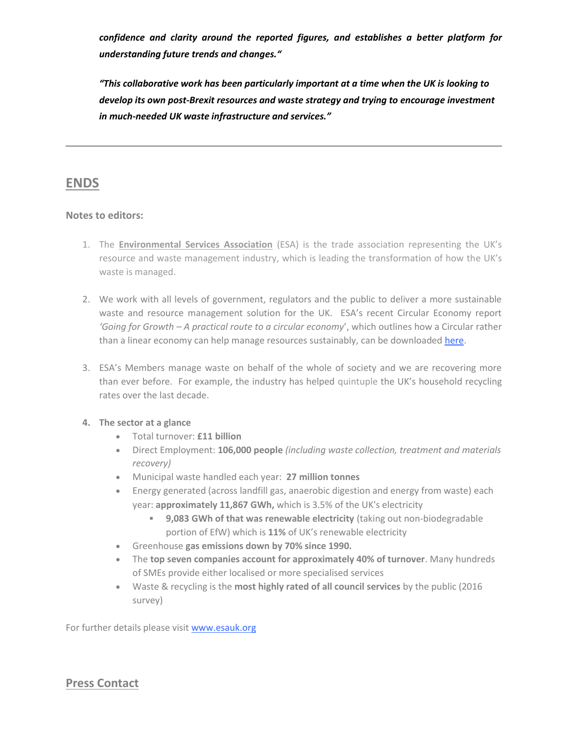***confidence and clarity around the reported figures, and establishes a better platform for understanding future trends and changes."***

***"This collaborative work has been particularly important at a time when the UK is looking to develop its own post-Brexit resources and waste strategy and trying to encourage investment in much-needed UK waste infrastructure and services."***

---

## ENDS

**Notes to editors:**

1. The **Environmental Services Association** (ESA) is the trade association representing the UK's resource and waste management industry, which is leading the transformation of how the UK's waste is managed.

2. We work with all levels of government, regulators and the public to deliver a more sustainable waste and resource management solution for the UK. ESA's recent Circular Economy report *'Going for Growth – A practical route to a circular economy*', which outlines how a Circular rather than a linear economy can help manage resources sustainably, can be downloaded here.

3. ESA's Members manage waste on behalf of the whole of society and we are recovering more than ever before. For example, the industry has helped quintuple the UK's household recycling rates over the last decade.

4. **The sector at a glance**
   - Total turnover: **£11 billion**
   - Direct Employment: **106,000 people** *(including waste collection, treatment and materials recovery)*
   - Municipal waste handled each year: **27 million tonnes**
   - Energy generated (across landfill gas, anaerobic digestion and energy from waste) each year: **approximately 11,867 GWh,** which is 3.5% of the UK's electricity
     - **9,083 GWh of that was renewable electricity** (taking out non-biodegradable portion of EfW) which is **11%** of UK's renewable electricity
   - Greenhouse **gas emissions down by 70% since 1990.**
   - The **top seven companies account for approximately 40% of turnover**. Many hundreds of SMEs provide either localised or more specialised services
   - Waste & recycling is the **most highly rated of all council services** by the public (2016 survey)

For further details please visit www.esauk.org

## Press Contact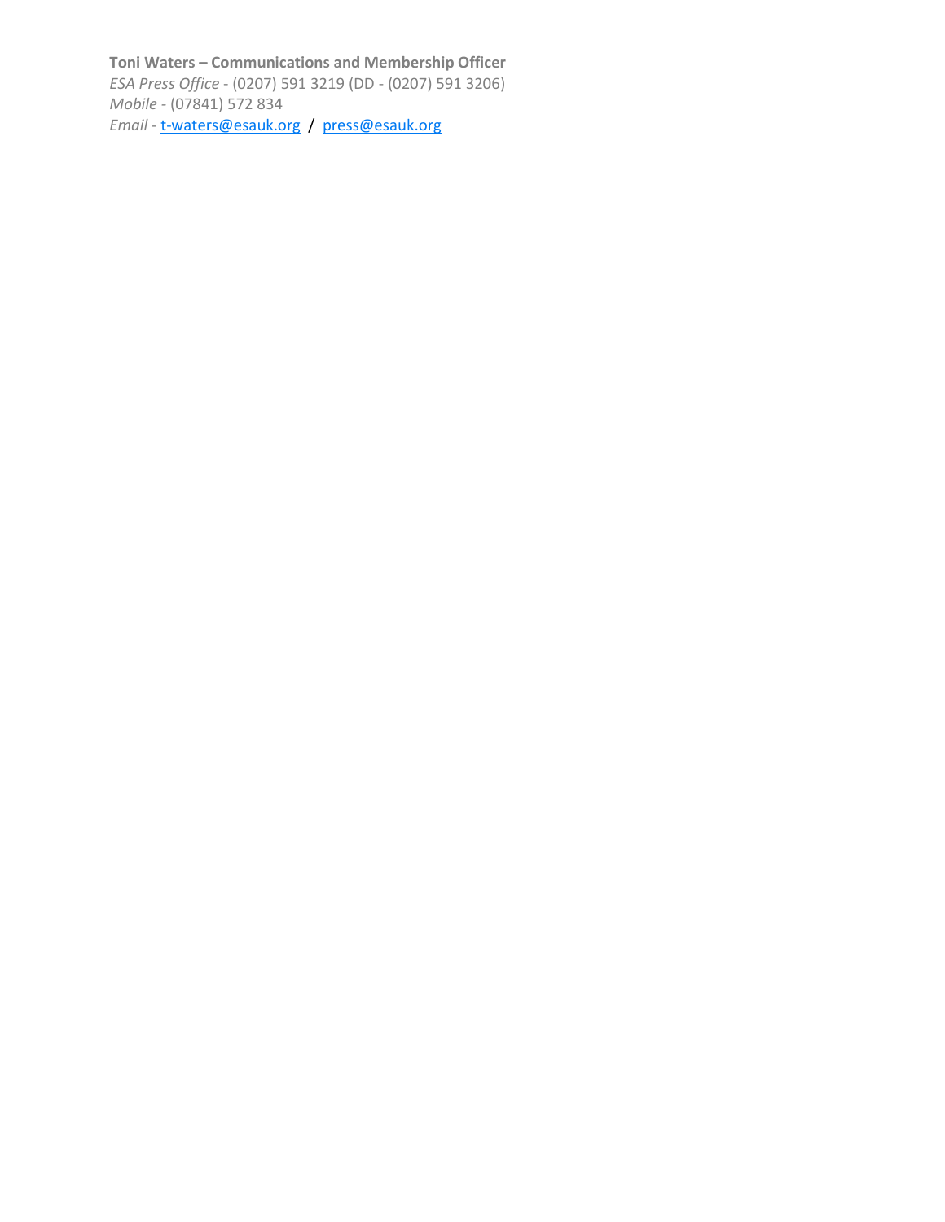**Toni Waters – Communications and Membership Officer**
*ESA Press Office* - (0207) 591 3219 (DD - (0207) 591 3206)
*Mobile* - (07841) 572 834
*Email* - t-waters@esauk.org / press@esauk.org